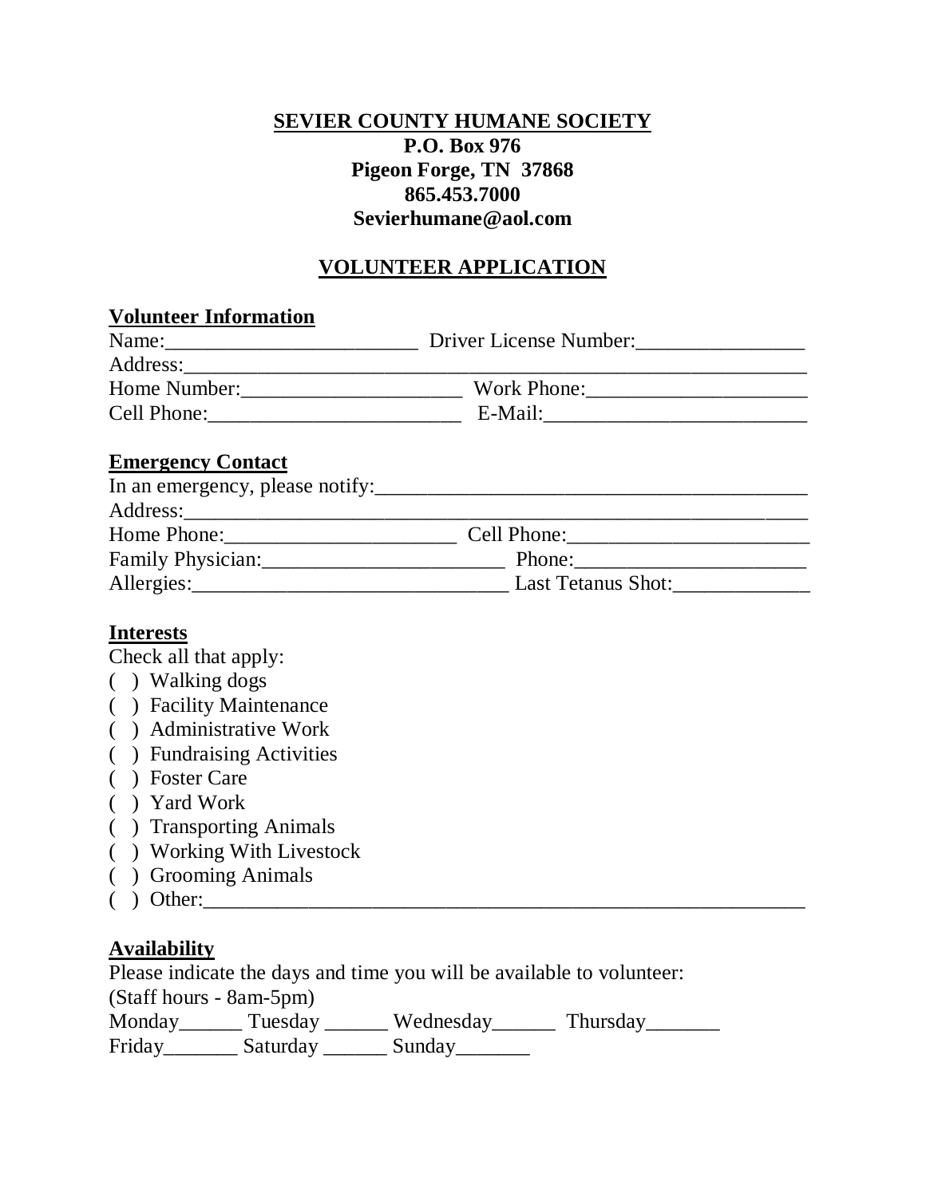**SEVIER COUNTY HUMANE SOCIETY**
**P.O. Box 976**
**Pigeon Forge, TN 37868**
**865.453.7000**
**Sevierhumane@aol.com**

## VOLUNTEER APPLICATION

### Volunteer Information

Name:________________________ Driver License Number:________________
Address:_____________________________________________________________
Home Number:_____________________ Work Phone:_____________________
Cell Phone:________________________ E-Mail:_________________________

### Emergency Contact

In an emergency, please notify:__________________________________________
Address:_____________________________________________________________
Home Phone:______________________ Cell Phone:_______________________
Family Physician:_______________________ Phone:______________________
Allergies:_____________________________ Last Tetanus Shot:_____________

### Interests

Check all that apply:

( ) Walking dogs
( ) Facility Maintenance
( ) Administrative Work
( ) Fundraising Activities
( ) Foster Care
( ) Yard Work
( ) Transporting Animals
( ) Working With Livestock
( ) Grooming Animals
( ) Other:___________________________________________________________

### Availability

Please indicate the days and time you will be available to volunteer:
(Staff hours - 8am-5pm)

Monday______ Tuesday ______ Wednesday______ Thursday_______
Friday_______ Saturday ______ Sunday_______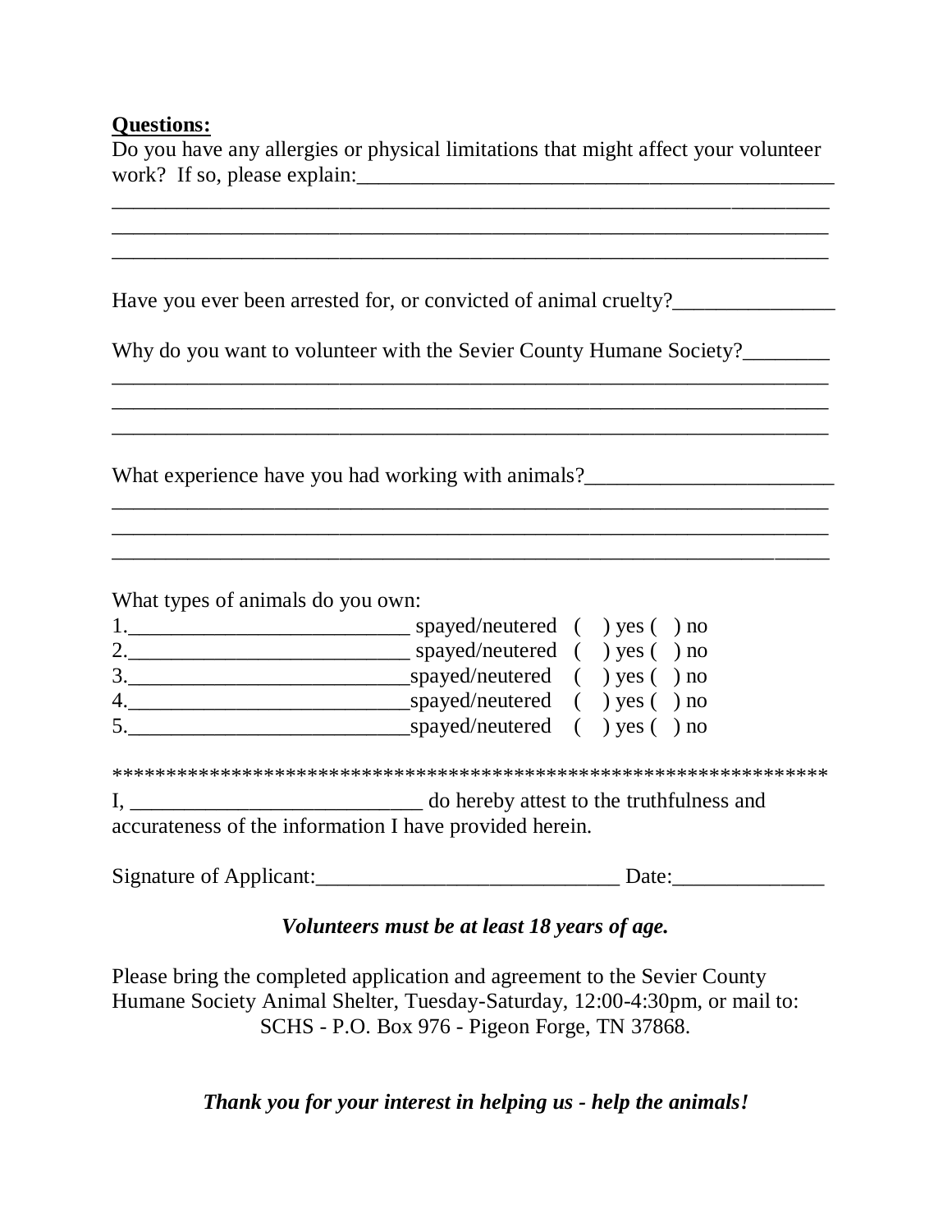**Questions:**

Do you have any allergies or physical limitations that might affect your volunteer work? If so, please explain:_____________________________________________

_________________________________________________________________

_________________________________________________________________

_________________________________________________________________

Have you ever been arrested for, or convicted of animal cruelty?_______________

Why do you want to volunteer with the Sevier County Humane Society?________

_________________________________________________________________

_________________________________________________________________

_________________________________________________________________

What experience have you had working with animals?_______________________

_________________________________________________________________

_________________________________________________________________

_________________________________________________________________

What types of animals do you own:

1.__________________________ spayed/neutered ( ) yes ( ) no

2.__________________________ spayed/neutered ( ) yes ( ) no

3.__________________________spayed/neutered ( ) yes ( ) no

4.__________________________spayed/neutered ( ) yes ( ) no

5.__________________________spayed/neutered ( ) yes ( ) no

*****************************************************************

I, ___________________________ do hereby attest to the truthfulness and accurateness of the information I have provided herein.

Signature of Applicant:____________________________ Date:______________

***Volunteers must be at least 18 years of age.***

Please bring the completed application and agreement to the Sevier County Humane Society Animal Shelter, Tuesday-Saturday, 12:00-4:30pm, or mail to: SCHS - P.O. Box 976 - Pigeon Forge, TN 37868.

***Thank you for your interest in helping us - help the animals!***